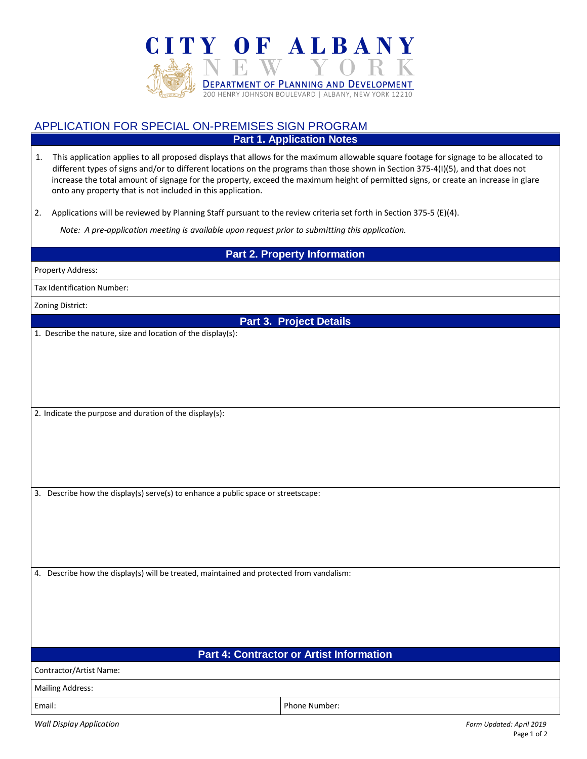# CITY OF ALBANY

NEW YORK

DEPARTMENT OF PLANNING AND DEVELOPMENT

200 HENRY JOHNSON BOULEVARD | ALBANY, NEW YORK 12210

## APPLICATION FOR SPECIAL ON-PREMISES SIGN PROGRAM

### Part 1. Application Notes

1. This application applies to all proposed displays that allows for the maximum allowable square footage for signage to be allocated to different types of signs and/or to different locations on the programs than those shown in Section 375-4(I)(5), and that does not increase the total amount of signage for the property, exceed the maximum height of permitted signs, or create an increase in glare onto any property that is not included in this application.

2. Applications will be reviewed by Planning Staff pursuant to the review criteria set forth in Section 375-5 (E)(4).

   *Note: A pre-application meeting is available upon request prior to submitting this application.*

### Part 2. Property Information

Property Address:

Tax Identification Number:

Zoning District:

### Part 3. Project Details

1. Describe the nature, size and location of the display(s):

2. Indicate the purpose and duration of the display(s):

3. Describe how the display(s) serve(s) to enhance a public space or streetscape:

4. Describe how the display(s) will be treated, maintained and protected from vandalism:

### Part 4: Contractor or Artist Information

Contractor/Artist Name:

Mailing Address:

| Email: | Phone Number: |
|---|---|

*Wall Display Application*

*Form Updated: April 2019*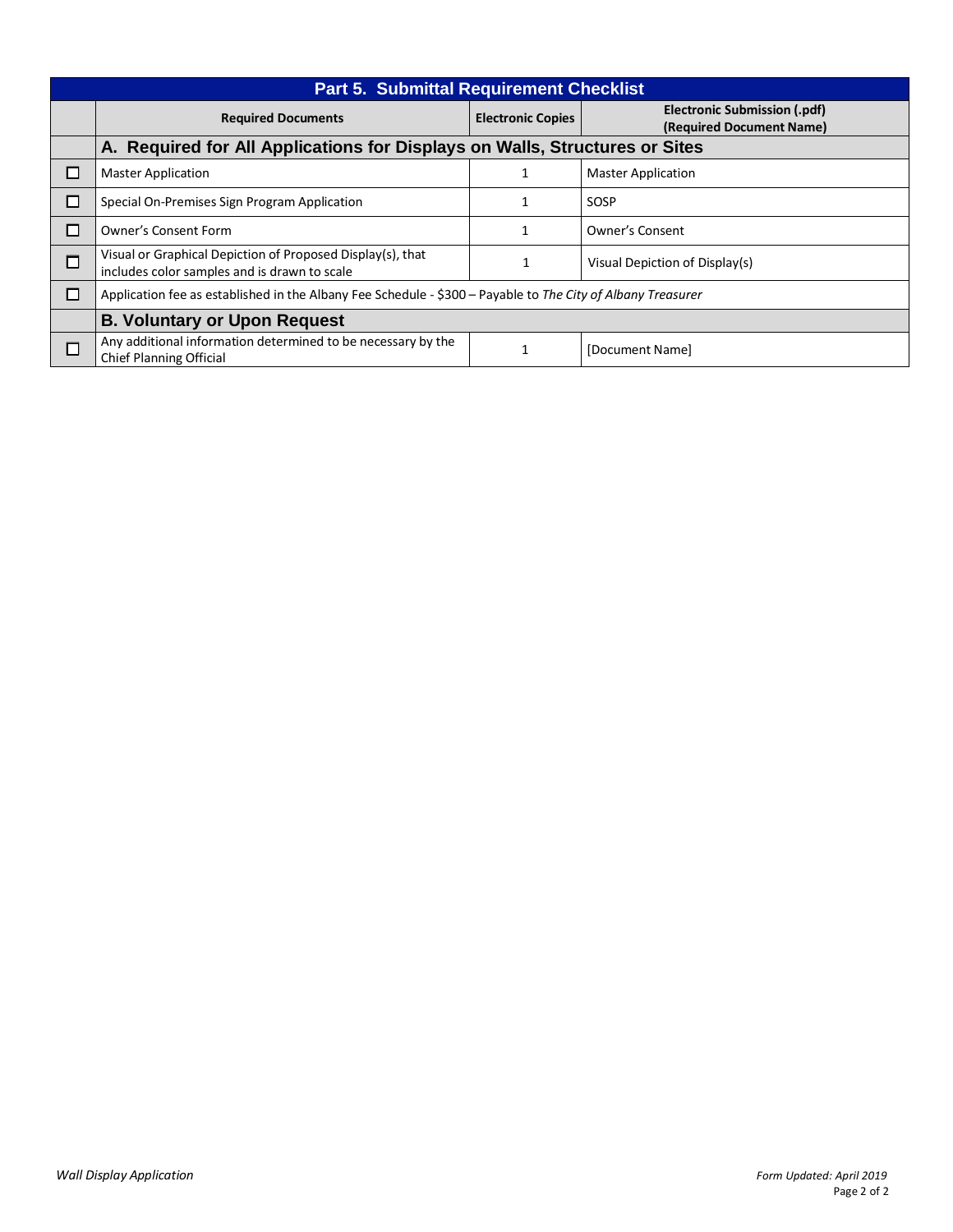| Part 5. Submittal Requirement Checklist | | | |
|---|---|---|---|
| | **Required Documents** | **Electronic Copies** | **Electronic Submission (.pdf) (Required Document Name)** |
| | **A. Required for All Applications for Displays on Walls, Structures or Sites** | | |
| ☐ | Master Application | 1 | Master Application |
| ☐ | Special On-Premises Sign Program Application | 1 | SOSP |
| ☐ | Owner's Consent Form | 1 | Owner's Consent |
| ☐ | Visual or Graphical Depiction of Proposed Display(s), that includes color samples and is drawn to scale | 1 | Visual Depiction of Display(s) |
| ☐ | Application fee as established in the Albany Fee Schedule - $300 – Payable to *The City of Albany Treasurer* | | |
| | **B. Voluntary or Upon Request** | | |
| ☐ | Any additional information determined to be necessary by the Chief Planning Official | 1 | [Document Name] |